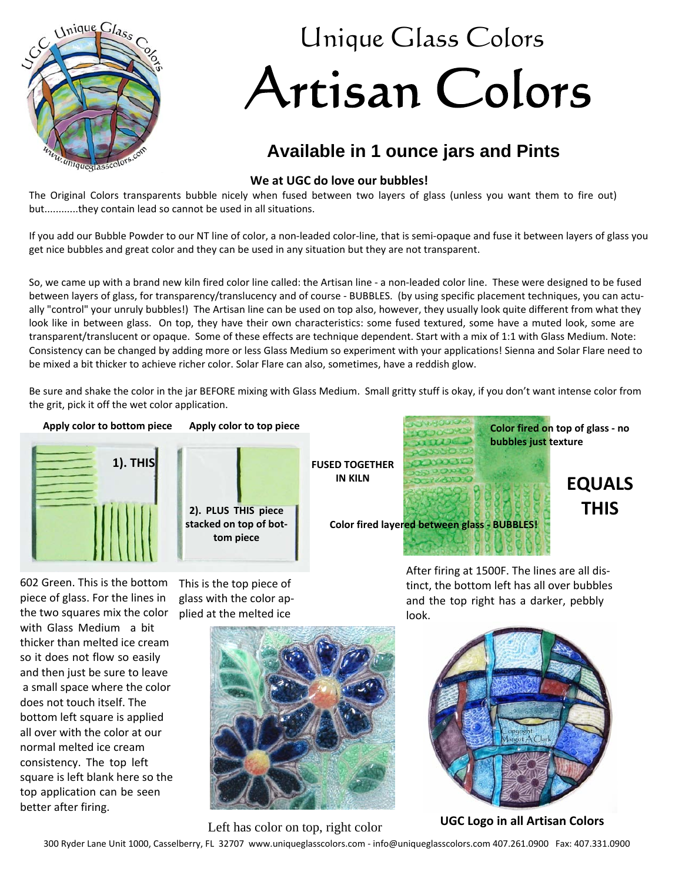# Unique Glass Colors

# Artisan Colors

## Available in 1 ounce jars and Pints

**We at UGC do love our bubbles!**

The Original Colors transparents bubble nicely when fused between two layers of glass (unless you want them to fire out) but............they contain lead so cannot be used in all situations.

If you add our Bubble Powder to our NT line of color, a non-leaded color-line, that is semi-opaque and fuse it between layers of glass you get nice bubbles and great color and they can be used in any situation but they are not transparent.

So, we came up with a brand new kiln fired color line called: the Artisan line - a non-leaded color line. These were designed to be fused between layers of glass, for transparency/translucency and of course - BUBBLES. (by using specific placement techniques, you can actually "control" your unruly bubbles!) The Artisan line can be used on top also, however, they usually look quite different from what they look like in between glass. On top, they have their own characteristics: some fused textured, some have a muted look, some are transparent/translucent or opaque. Some of these effects are technique dependent. Start with a mix of 1:1 with Glass Medium. Note: Consistency can be changed by adding more or less Glass Medium so experiment with your applications! Sienna and Solar Flare need to be mixed a bit thicker to achieve richer color. Solar Flare can also, sometimes, have a reddish glow.

Be sure and shake the color in the jar BEFORE mixing with Glass Medium. Small gritty stuff is okay, if you don't want intense color from the grit, pick it off the wet color application.

**Apply color to bottom piece** — **1). THIS**

**Apply color to top piece** — **2). PLUS THIS piece stacked on top of bottom piece**

**FUSED TOGETHER IN KILN**

**Color fired on top of glass - no bubbles just texture**

**Color fired layered between glass - BUBBLES!**

**EQUALS THIS**

602 Green. This is the bottom piece of glass. For the lines in the two squares mix the color with Glass Medium a bit thicker than melted ice cream so it does not flow so easily and then just be sure to leave a small space where the color does not touch itself. The bottom left square is applied all over with the color at our normal melted ice cream consistency. The top left square is left blank here so the top application can be seen better after firing.

This is the top piece of glass with the color applied at the melted ice

After firing at 1500F. The lines are all distinct, the bottom left has all over bubbles and the top right has a darker, pebbly look.

Left has color on top, right color

**UGC Logo in all Artisan Colors**

300 Ryder Lane Unit 1000, Casselberry, FL 32707 www.uniqueglasscolors.com - info@uniqueglasscolors.com 407.261.0900 Fax: 407.331.0900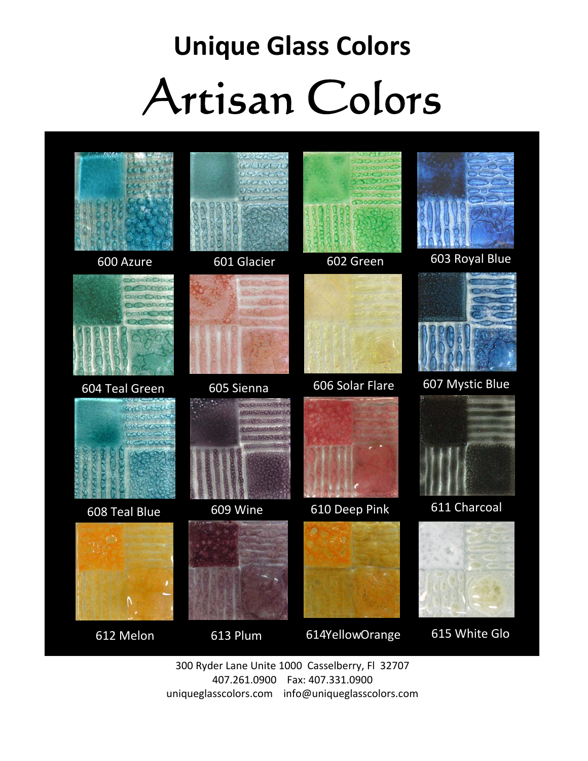# Unique Glass Colors

# Artisan Colors

600 Azure

601 Glacier

602 Green

603 Royal Blue

604 Teal Green

605 Sienna

606 Solar Flare

607 Mystic Blue

608 Teal Blue

609 Wine

610 Deep Pink

611 Charcoal

612 Melon

613 Plum

614YellowOrange

615 White Glo

300 Ryder Lane Unite 1000 Casselberry, Fl 32707
407.261.0900 Fax: 407.331.0900
uniqueglasscolors.com info@uniqueglasscolors.com